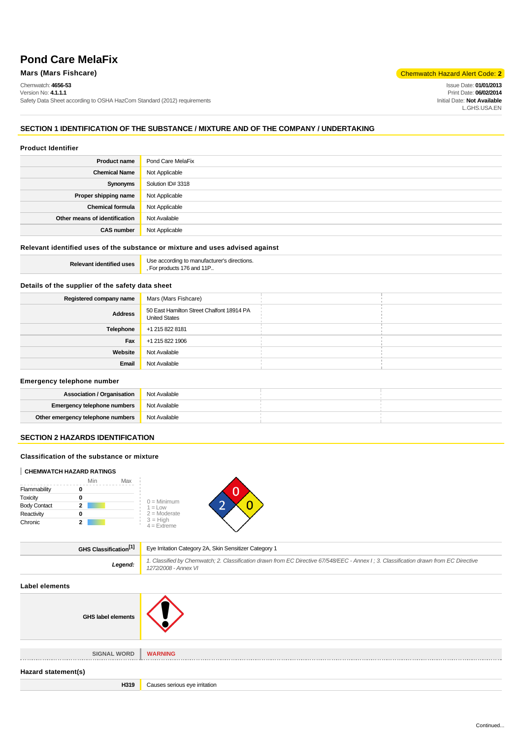# Pond Care MelaFix

**Mars (Mars Fishcare)**

Chemwatch: **4656-53**
Version No: **4.1.1.1**
Safety Data Sheet according to OSHA HazCom Standard (2012) requirements

Chemwatch Hazard Alert Code: **2**

Issue Date: **01/01/2013**
Print Date: **06/02/2014**
Initial Date: **Not Available**
L.GHS.USA.EN

## SECTION 1 IDENTIFICATION OF THE SUBSTANCE / MIXTURE AND OF THE COMPANY / UNDERTAKING

### Product Identifier

| | |
|---|---|
| **Product name** | Pond Care MelaFix |
| **Chemical Name** | Not Applicable |
| **Synonyms** | Solution ID# 3318 |
| **Proper shipping name** | Not Applicable |
| **Chemical formula** | Not Applicable |
| **Other means of identification** | Not Available |
| **CAS number** | Not Applicable |

### Relevant identified uses of the substance or mixture and uses advised against

| | |
|---|---|
| **Relevant identified uses** | Use according to manufacturer's directions. , For products 176 and 11P.. |

### Details of the supplier of the safety data sheet

| | | | |
|---|---|---|---|
| **Registered company name** | Mars (Mars Fishcare) | | |
| **Address** | 50 East Hamilton Street Chalfont 18914 PA United States | | |
| **Telephone** | +1 215 822 8181 | | |
| **Fax** | +1 215 822 1906 | | |
| **Website** | Not Available | | |
| **Email** | Not Available | | |

### Emergency telephone number

| | | | |
|---|---|---|---|
| **Association / Organisation** | Not Available | | |
| **Emergency telephone numbers** | Not Available | | |
| **Other emergency telephone numbers** | Not Available | | |

## SECTION 2 HAZARDS IDENTIFICATION

### Classification of the substance or mixture

**CHEMWATCH HAZARD RATINGS**

| | Min / Max |
|---|---|
| Flammability | 0 |
| Toxicity | 0 |
| Body Contact | 2 |
| Reactivity | 0 |
| Chronic | 2 |

0 = Minimum
1 = Low
2 = Moderate
3 = High
4 = Extreme

NFPA: Health 2, Flammability 0, Reactivity 0

| | |
|---|---|
| **GHS Classification[1]** | Eye Irritation Category 2A, Skin Sensitizer Category 1 |
| ***Legend:*** | *1. Classified by Chemwatch; 2. Classification drawn from EC Directive 67/548/EEC - Annex I ; 3. Classification drawn from EC Directive 1272/2008 - Annex VI* |

### Label elements

| | |
|---|---|
| **GHS label elements** | (exclamation mark pictogram) |
| **SIGNAL WORD** | **WARNING** |

### Hazard statement(s)

| | |
|---|---|
| **H319** | Causes serious eye irritation |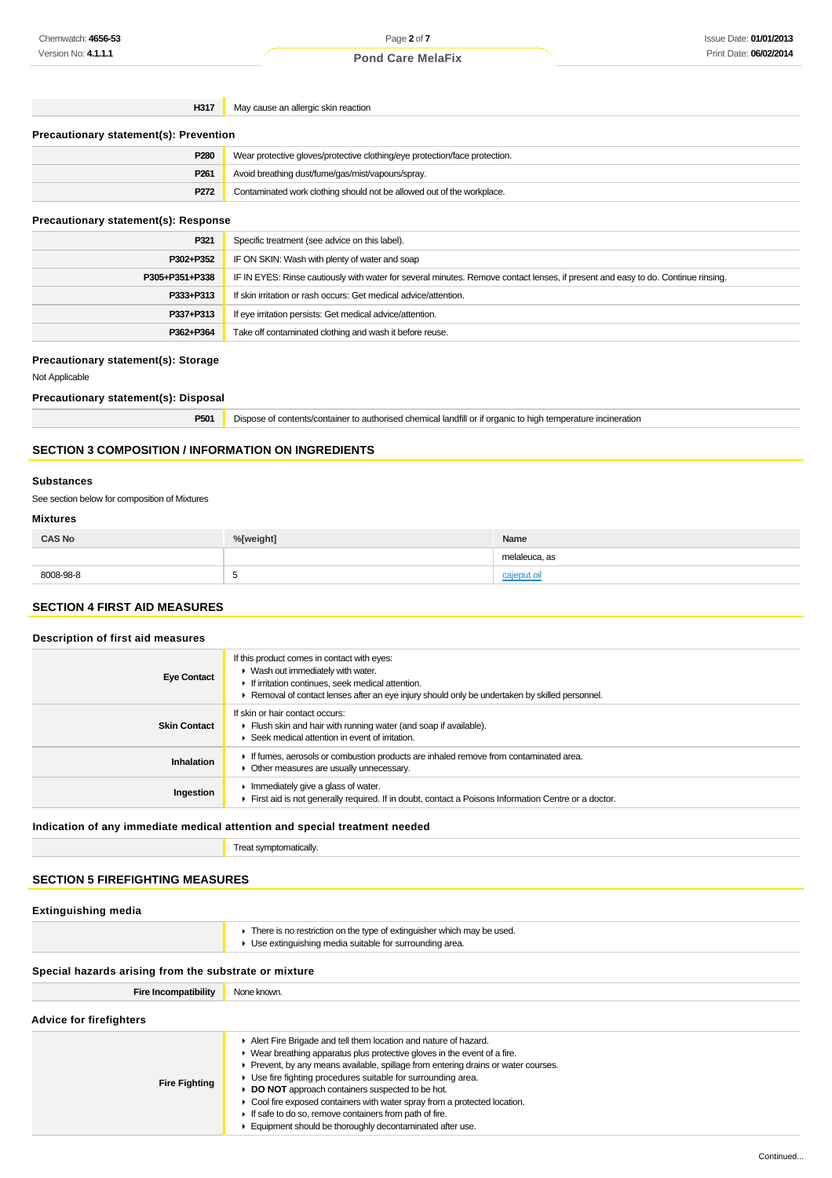| | |
|---|---|
| **H317** | May cause an allergic skin reaction |

### Precautionary statement(s): Prevention

| | |
|---|---|
| **P280** | Wear protective gloves/protective clothing/eye protection/face protection. |
| **P261** | Avoid breathing dust/fume/gas/mist/vapours/spray. |
| **P272** | Contaminated work clothing should not be allowed out of the workplace. |

### Precautionary statement(s): Response

| | |
|---|---|
| **P321** | Specific treatment (see advice on this label). |
| **P302+P352** | IF ON SKIN: Wash with plenty of water and soap |
| **P305+P351+P338** | IF IN EYES: Rinse cautiously with water for several minutes. Remove contact lenses, if present and easy to do. Continue rinsing. |
| **P333+P313** | If skin irritation or rash occurs: Get medical advice/attention. |
| **P337+P313** | If eye irritation persists: Get medical advice/attention. |
| **P362+P364** | Take off contaminated clothing and wash it before reuse. |

### Precautionary statement(s): Storage

Not Applicable

### Precautionary statement(s): Disposal

| | |
|---|---|
| **P501** | Dispose of contents/container to authorised chemical landfill or if organic to high temperature incineration |

## SECTION 3 COMPOSITION / INFORMATION ON INGREDIENTS

### Substances

See section below for composition of Mixtures

### Mixtures

| CAS No | %[weight] | Name |
|---|---|---|
| | | melaleuca, as |
| 8008-98-8 | 5 | cajeput oil |

## SECTION 4 FIRST AID MEASURES

### Description of first aid measures

| | |
|---|---|
| **Eye Contact** | If this product comes in contact with eyes:<br>▸ Wash out immediately with water.<br>▸ If irritation continues, seek medical attention.<br>▸ Removal of contact lenses after an eye injury should only be undertaken by skilled personnel. |
| **Skin Contact** | If skin or hair contact occurs:<br>▸ Flush skin and hair with running water (and soap if available).<br>▸ Seek medical attention in event of irritation. |
| **Inhalation** | ▸ If fumes, aerosols or combustion products are inhaled remove from contaminated area.<br>▸ Other measures are usually unnecessary. |
| **Ingestion** | ▸ Immediately give a glass of water.<br>▸ First aid is not generally required. If in doubt, contact a Poisons Information Centre or a doctor. |

### Indication of any immediate medical attention and special treatment needed

| | |
|---|---|
| | Treat symptomatically. |

## SECTION 5 FIREFIGHTING MEASURES

### Extinguishing media

| | |
|---|---|
| | ▸ There is no restriction on the type of extinguisher which may be used.<br>▸ Use extinguishing media suitable for surrounding area. |

### Special hazards arising from the substrate or mixture

| | |
|---|---|
| **Fire Incompatibility** | None known. |

### Advice for firefighters

| | |
|---|---|
| **Fire Fighting** | ▸ Alert Fire Brigade and tell them location and nature of hazard.<br>▸ Wear breathing apparatus plus protective gloves in the event of a fire.<br>▸ Prevent, by any means available, spillage from entering drains or water courses.<br>▸ Use fire fighting procedures suitable for surrounding area.<br>▸ **DO NOT** approach containers suspected to be hot.<br>▸ Cool fire exposed containers with water spray from a protected location.<br>▸ If safe to do so, remove containers from path of fire.<br>▸ Equipment should be thoroughly decontaminated after use. |

Continued...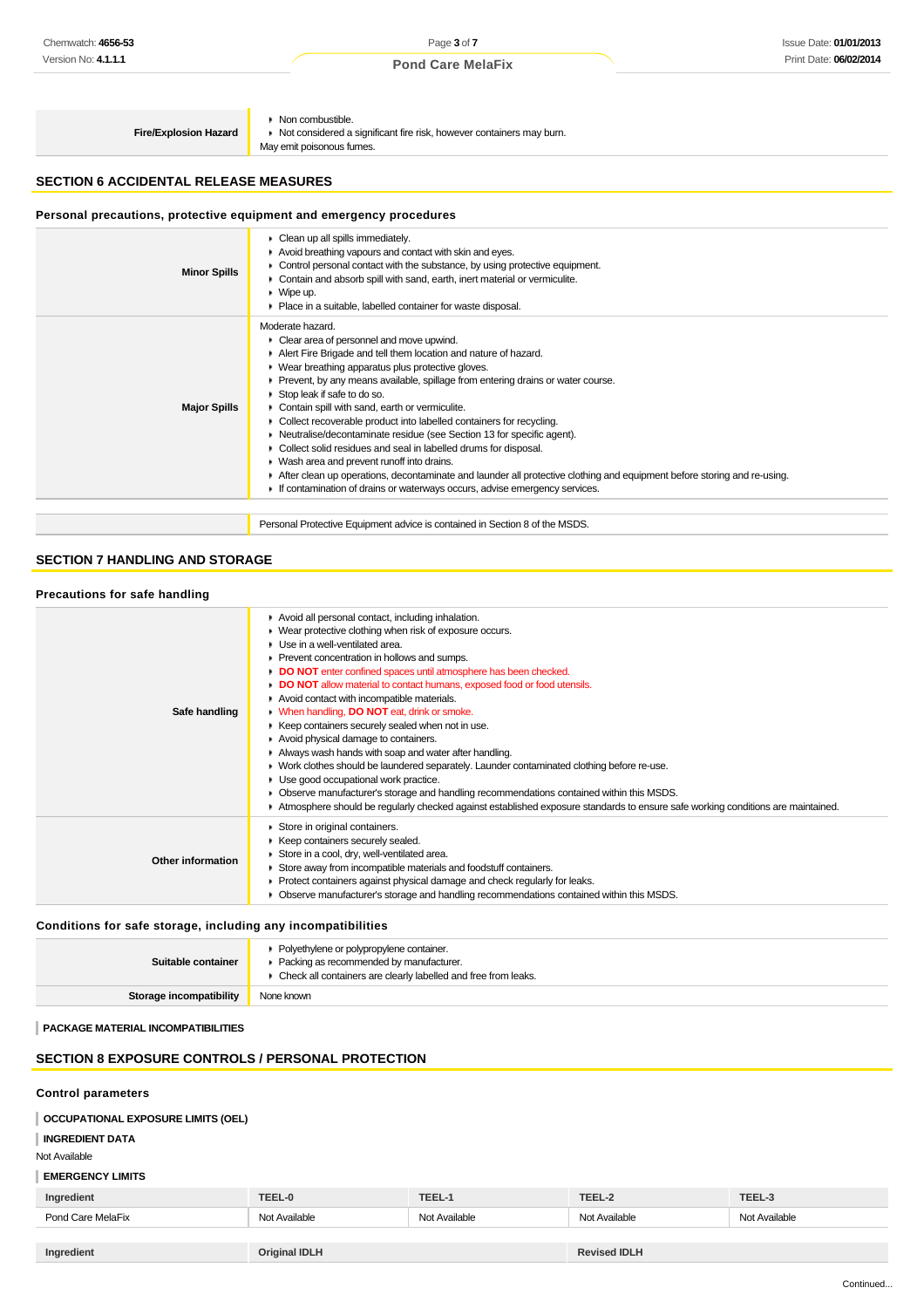| | |
|---|---|
| **Fire/Explosion Hazard** | ▸ Non combustible.<br>▸ Not considered a significant fire risk, however containers may burn.<br>May emit poisonous fumes. |

## SECTION 6 ACCIDENTAL RELEASE MEASURES

### Personal precautions, protective equipment and emergency procedures

| | |
|---|---|
| **Minor Spills** | ▸ Clean up all spills immediately.<br>▸ Avoid breathing vapours and contact with skin and eyes.<br>▸ Control personal contact with the substance, by using protective equipment.<br>▸ Contain and absorb spill with sand, earth, inert material or vermiculite.<br>▸ Wipe up.<br>▸ Place in a suitable, labelled container for waste disposal. |
| **Major Spills** | Moderate hazard.<br>▸ Clear area of personnel and move upwind.<br>▸ Alert Fire Brigade and tell them location and nature of hazard.<br>▸ Wear breathing apparatus plus protective gloves.<br>▸ Prevent, by any means available, spillage from entering drains or water course.<br>▸ Stop leak if safe to do so.<br>▸ Contain spill with sand, earth or vermiculite.<br>▸ Collect recoverable product into labelled containers for recycling.<br>▸ Neutralise/decontaminate residue (see Section 13 for specific agent).<br>▸ Collect solid residues and seal in labelled drums for disposal.<br>▸ Wash area and prevent runoff into drains.<br>▸ After clean up operations, decontaminate and launder all protective clothing and equipment before storing and re-using.<br>▸ If contamination of drains or waterways occurs, advise emergency services. |
| | Personal Protective Equipment advice is contained in Section 8 of the MSDS. |

## SECTION 7 HANDLING AND STORAGE

### Precautions for safe handling

| | |
|---|---|
| **Safe handling** | ▸ Avoid all personal contact, including inhalation.<br>▸ Wear protective clothing when risk of exposure occurs.<br>▸ Use in a well-ventilated area.<br>▸ Prevent concentration in hollows and sumps.<br>▸ **DO NOT** enter confined spaces until atmosphere has been checked.<br>▸ **DO NOT** allow material to contact humans, exposed food or food utensils.<br>▸ Avoid contact with incompatible materials.<br>▸ When handling, **DO NOT** eat, drink or smoke.<br>▸ Keep containers securely sealed when not in use.<br>▸ Avoid physical damage to containers.<br>▸ Always wash hands with soap and water after handling.<br>▸ Work clothes should be laundered separately. Launder contaminated clothing before re-use.<br>▸ Use good occupational work practice.<br>▸ Observe manufacturer's storage and handling recommendations contained within this MSDS.<br>▸ Atmosphere should be regularly checked against established exposure standards to ensure safe working conditions are maintained. |
| **Other information** | ▸ Store in original containers.<br>▸ Keep containers securely sealed.<br>▸ Store in a cool, dry, well-ventilated area.<br>▸ Store away from incompatible materials and foodstuff containers.<br>▸ Protect containers against physical damage and check regularly for leaks.<br>▸ Observe manufacturer's storage and handling recommendations contained within this MSDS. |

### Conditions for safe storage, including any incompatibilities

| | |
|---|---|
| **Suitable container** | ▸ Polyethylene or polypropylene container.<br>▸ Packing as recommended by manufacturer.<br>▸ Check all containers are clearly labelled and free from leaks. |
| **Storage incompatibility** | None known |

**PACKAGE MATERIAL INCOMPATIBILITIES**

## SECTION 8 EXPOSURE CONTROLS / PERSONAL PROTECTION

### Control parameters

**OCCUPATIONAL EXPOSURE LIMITS (OEL)**

**INGREDIENT DATA**

Not Available

**EMERGENCY LIMITS**

| Ingredient | TEEL-0 | TEEL-1 | TEEL-2 | TEEL-3 |
|---|---|---|---|---|
| Pond Care MelaFix | Not Available | Not Available | Not Available | Not Available |

| Ingredient | Original IDLH | Revised IDLH |
|---|---|---|

Continued...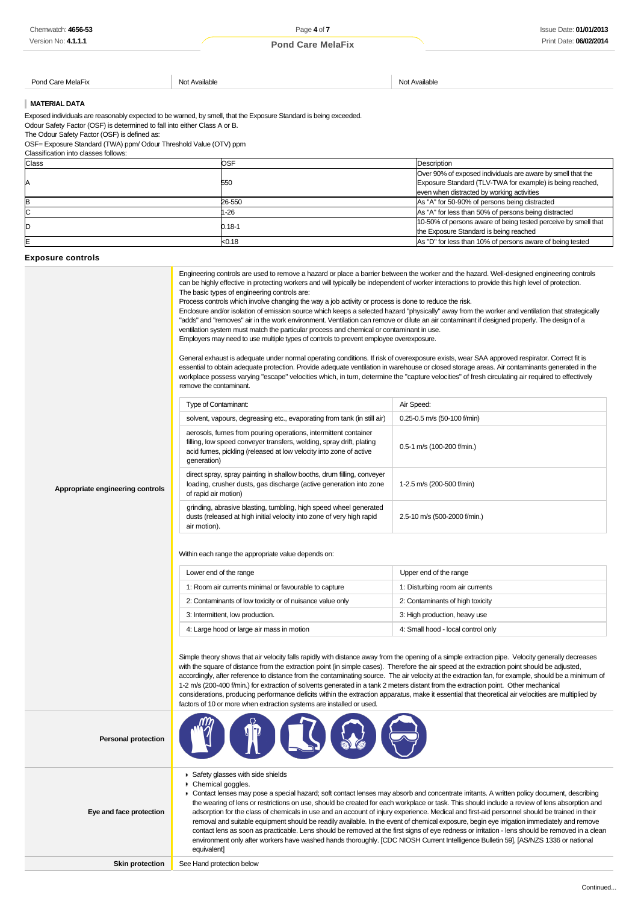| Pond Care MelaFix | Not Available | Not Available |
|---|---|---|

**MATERIAL DATA**

Exposed individuals are reasonably expected to be warned, by smell, that the Exposure Standard is being exceeded.
Odour Safety Factor (OSF) is determined to fall into either Class A or B.
The Odour Safety Factor (OSF) is defined as:
OSF= Exposure Standard (TWA) ppm/ Odour Threshold Value (OTV) ppm
Classification into classes follows:

| Class | OSF | Description |
|---|---|---|
| A | 550 | Over 90% of exposed individuals are aware by smell that the Exposure Standard (TLV-TWA for example) is being reached, even when distracted by working activities |
| B | 26-550 | As "A" for 50-90% of persons being distracted |
| C | 1-26 | As "A" for less than 50% of persons being distracted |
| D | 0.18-1 | 10-50% of persons aware of being tested perceive by smell that the Exposure Standard is being reached |
| E | <0.18 | As "D" for less than 10% of persons aware of being tested |

### Exposure controls

**Appropriate engineering controls**

Engineering controls are used to remove a hazard or place a barrier between the worker and the hazard. Well-designed engineering controls can be highly effective in protecting workers and will typically be independent of worker interactions to provide this high level of protection.
The basic types of engineering controls are:
Process controls which involve changing the way a job activity or process is done to reduce the risk.
Enclosure and/or isolation of emission source which keeps a selected hazard "physically" away from the worker and ventilation that strategically "adds" and "removes" air in the work environment. Ventilation can remove or dilute an air contaminant if designed properly. The design of a ventilation system must match the particular process and chemical or contaminant in use.
Employers may need to use multiple types of controls to prevent employee overexposure.

General exhaust is adequate under normal operating conditions. If risk of overexposure exists, wear SAA approved respirator. Correct fit is essential to obtain adequate protection. Provide adequate ventilation in warehouse or closed storage areas. Air contaminants generated in the workplace possess varying "escape" velocities which, in turn, determine the "capture velocities" of fresh circulating air required to effectively remove the contaminant.

| Type of Contaminant: | Air Speed: |
|---|---|
| solvent, vapours, degreasing etc., evaporating from tank (in still air) | 0.25-0.5 m/s (50-100 f/min) |
| aerosols, fumes from pouring operations, intermittent container filling, low speed conveyer transfers, welding, spray drift, plating acid fumes, pickling (released at low velocity into zone of active generation) | 0.5-1 m/s (100-200 f/min.) |
| direct spray, spray painting in shallow booths, drum filling, conveyer loading, crusher dusts, gas discharge (active generation into zone of rapid air motion) | 1-2.5 m/s (200-500 f/min) |
| grinding, abrasive blasting, tumbling, high speed wheel generated dusts (released at high initial velocity into zone of very high rapid air motion). | 2.5-10 m/s (500-2000 f/min.) |

Within each range the appropriate value depends on:

| Lower end of the range | Upper end of the range |
|---|---|
| 1: Room air currents minimal or favourable to capture | 1: Disturbing room air currents |
| 2: Contaminants of low toxicity or of nuisance value only | 2: Contaminants of high toxicity |
| 3: Intermittent, low production. | 3: High production, heavy use |
| 4: Large hood or large air mass in motion | 4: Small hood - local control only |

Simple theory shows that air velocity falls rapidly with distance away from the opening of a simple extraction pipe. Velocity generally decreases with the square of distance from the extraction point (in simple cases). Therefore the air speed at the extraction point should be adjusted, accordingly, after reference to distance from the contaminating source. The air velocity at the extraction fan, for example, should be a minimum of 1-2 m/s (200-400 f/min.) for extraction of solvents generated in a tank 2 meters distant from the extraction point. Other mechanical considerations, producing performance deficits within the extraction apparatus, make it essential that theoretical air velocities are multiplied by factors of 10 or more when extraction systems are installed or used.

**Personal protection**

**Eye and face protection**

- Safety glasses with side shields
- Chemical goggles.
- Contact lenses may pose a special hazard; soft contact lenses may absorb and concentrate irritants. A written policy document, describing the wearing of lens or restrictions on use, should be created for each workplace or task. This should include a review of lens absorption and adsorption for the class of chemicals in use and an account of injury experience. Medical and first-aid personnel should be trained in their removal and suitable equipment should be readily available. In the event of chemical exposure, begin eye irrigation immediately and remove contact lens as soon as practicable. Lens should be removed at the first signs of eye redness or irritation - lens should be removed in a clean environment only after workers have washed hands thoroughly. [CDC NIOSH Current Intelligence Bulletin 59], [AS/NZS 1336 or national equivalent]

**Skin protection**

See Hand protection below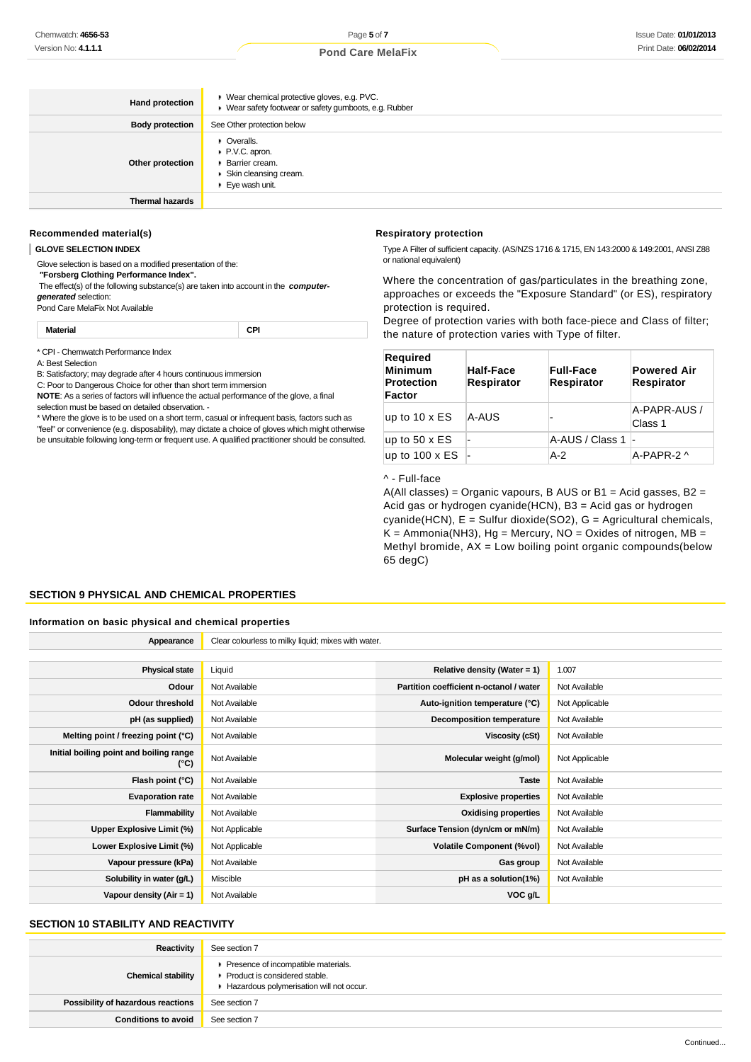| | |
|---|---|
| **Hand protection** | ▸ Wear chemical protective gloves, e.g. PVC.<br>▸ Wear safety footwear or safety gumboots, e.g. Rubber |
| **Body protection** | See Other protection below |
| **Other protection** | ▸ Overalls.<br>▸ P.V.C. apron.<br>▸ Barrier cream.<br>▸ Skin cleansing cream.<br>▸ Eye wash unit. |
| **Thermal hazards** | |

### Recommended material(s)

**GLOVE SELECTION INDEX**

Glove selection is based on a modified presentation of the:
**"Forsberg Clothing Performance Index".**
The effect(s) of the following substance(s) are taken into account in the ***computer-generated*** selection:
Pond Care MelaFix Not Available

| Material | CPI |
|---|---|

\* CPI - Chemwatch Performance Index
A: Best Selection
B: Satisfactory; may degrade after 4 hours continuous immersion
C: Poor to Dangerous Choice for other than short term immersion
**NOTE**: As a series of factors will influence the actual performance of the glove, a final selection must be based on detailed observation. -
\* Where the glove is to be used on a short term, casual or infrequent basis, factors such as "feel" or convenience (e.g. disposability), may dictate a choice of gloves which might otherwise be unsuitable following long-term or frequent use. A qualified practitioner should be consulted.

### Respiratory protection

Type A Filter of sufficient capacity. (AS/NZS 1716 & 1715, EN 143:2000 & 149:2001, ANSI Z88 or national equivalent)

Where the concentration of gas/particulates in the breathing zone, approaches or exceeds the "Exposure Standard" (or ES), respiratory protection is required.
Degree of protection varies with both face-piece and Class of filter; the nature of protection varies with Type of filter.

| Required Minimum Protection Factor | Half-Face Respirator | Full-Face Respirator | Powered Air Respirator |
|---|---|---|---|
| up to 10 x ES | A-AUS | - | A-PAPR-AUS / Class 1 |
| up to 50 x ES | - | A-AUS / Class 1 | - |
| up to 100 x ES | - | A-2 | A-PAPR-2 ^ |

^ - Full-face
A(All classes) = Organic vapours, B AUS or B1 = Acid gasses, B2 = Acid gas or hydrogen cyanide(HCN), B3 = Acid gas or hydrogen cyanide(HCN), E = Sulfur dioxide(SO2), G = Agricultural chemicals, K = Ammonia(NH3), Hg = Mercury, NO = Oxides of nitrogen, MB = Methyl bromide, AX = Low boiling point organic compounds(below 65 degC)

## SECTION 9 PHYSICAL AND CHEMICAL PROPERTIES

### Information on basic physical and chemical properties

| | |
|---|---|
| **Appearance** | Clear colourless to milky liquid; mixes with water. |

| | | | |
|---|---|---|---|
| **Physical state** | Liquid | **Relative density (Water = 1)** | 1.007 |
| **Odour** | Not Available | **Partition coefficient n-octanol / water** | Not Available |
| **Odour threshold** | Not Available | **Auto-ignition temperature (°C)** | Not Applicable |
| **pH (as supplied)** | Not Available | **Decomposition temperature** | Not Available |
| **Melting point / freezing point (°C)** | Not Available | **Viscosity (cSt)** | Not Available |
| **Initial boiling point and boiling range (°C)** | Not Available | **Molecular weight (g/mol)** | Not Applicable |
| **Flash point (°C)** | Not Available | **Taste** | Not Available |
| **Evaporation rate** | Not Available | **Explosive properties** | Not Available |
| **Flammability** | Not Available | **Oxidising properties** | Not Available |
| **Upper Explosive Limit (%)** | Not Applicable | **Surface Tension (dyn/cm or mN/m)** | Not Available |
| **Lower Explosive Limit (%)** | Not Applicable | **Volatile Component (%vol)** | Not Available |
| **Vapour pressure (kPa)** | Not Available | **Gas group** | Not Available |
| **Solubility in water (g/L)** | Miscible | **pH as a solution(1%)** | Not Available |
| **Vapour density (Air = 1)** | Not Available | **VOC g/L** | |

## SECTION 10 STABILITY AND REACTIVITY

| | |
|---|---|
| **Reactivity** | See section 7 |
| **Chemical stability** | ▸ Presence of incompatible materials.<br>▸ Product is considered stable.<br>▸ Hazardous polymerisation will not occur. |
| **Possibility of hazardous reactions** | See section 7 |
| **Conditions to avoid** | See section 7 |

Continued...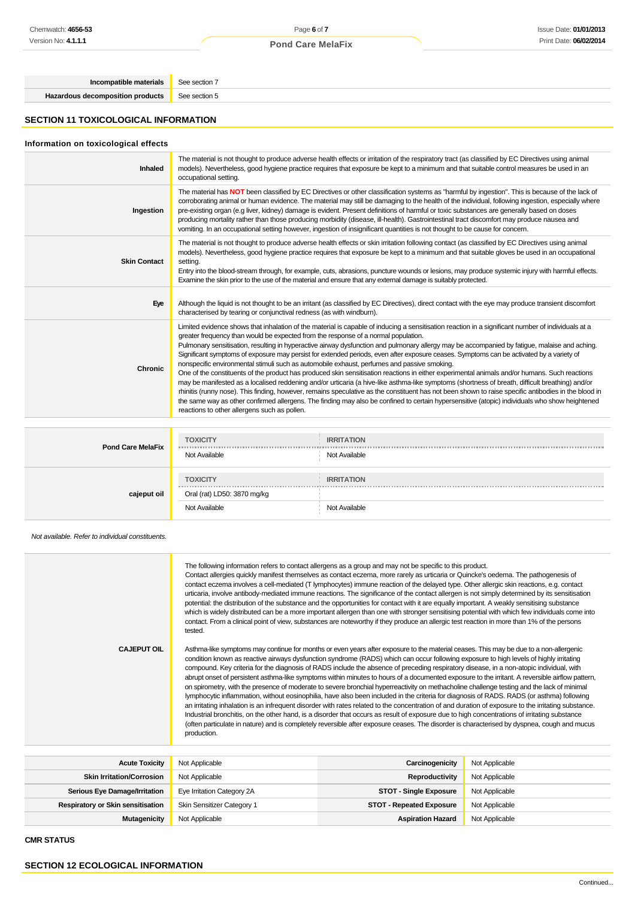| Incompatible materials | See section 7 |
|---|---|
| Hazardous decomposition products | See section 5 |

## SECTION 11 TOXICOLOGICAL INFORMATION

### Information on toxicological effects

| | |
|---|---|
| Inhaled | The material is not thought to produce adverse health effects or irritation of the respiratory tract (as classified by EC Directives using animal models). Nevertheless, good hygiene practice requires that exposure be kept to a minimum and that suitable control measures be used in an occupational setting. |
| Ingestion | The material has **NOT** been classified by EC Directives or other classification systems as "harmful by ingestion". This is because of the lack of corroborating animal or human evidence. The material may still be damaging to the health of the individual, following ingestion, especially where pre-existing organ (e.g liver, kidney) damage is evident. Present definitions of harmful or toxic substances are generally based on doses producing mortality rather than those producing morbidity (disease, ill-health). Gastrointestinal tract discomfort may produce nausea and vomiting. In an occupational setting however, ingestion of insignificant quantities is not thought to be cause for concern. |
| Skin Contact | The material is not thought to produce adverse health effects or skin irritation following contact (as classified by EC Directives using animal models). Nevertheless, good hygiene practice requires that exposure be kept to a minimum and that suitable gloves be used in an occupational setting.<br>Entry into the blood-stream through, for example, cuts, abrasions, puncture wounds or lesions, may produce systemic injury with harmful effects. Examine the skin prior to the use of the material and ensure that any external damage is suitably protected. |
| Eye | Although the liquid is not thought to be an irritant (as classified by EC Directives), direct contact with the eye may produce transient discomfort characterised by tearing or conjunctival redness (as with windburn). |
| Chronic | Limited evidence shows that inhalation of the material is capable of inducing a sensitisation reaction in a significant number of individuals at a greater frequency than would be expected from the response of a normal population.<br>Pulmonary sensitisation, resulting in hyperactive airway dysfunction and pulmonary allergy may be accompanied by fatigue, malaise and aching. Significant symptoms of exposure may persist for extended periods, even after exposure ceases. Symptoms can be activated by a variety of nonspecific environmental stimuli such as automobile exhaust, perfumes and passive smoking.<br>One of the constituents of the product has produced skin sensitisation reactions in either experimental animals and/or humans. Such reactions may be manifested as a localised reddening and/or urticaria (a hive-like asthma-like symptoms (shortness of breath, difficult breathing) and/or rhinitis (runny nose). This finding, however, remains speculative as the constituent has not been shown to raise specific antibodies in the blood in the same way as other confirmed allergens. The finding may also be confined to certain hypersensitive (atopic) individuals who show heightened reactions to other allergens such as pollen. |

| | TOXICITY | IRRITATION |
|---|---|---|
| Pond Care MelaFix | Not Available | Not Available |
| cajeput oil | Oral (rat) LD50: 3870 mg/kg | |
| | Not Available | Not Available |

*Not available. Refer to individual constituents.*

| | |
|---|---|
| CAJEPUT OIL | The following information refers to contact allergens as a group and may not be specific to this product.<br>Contact allergies quickly manifest themselves as contact eczema, more rarely as urticaria or Quincke's oedema. The pathogenesis of contact eczema involves a cell-mediated (T lymphocytes) immune reaction of the delayed type. Other allergic skin reactions, e.g. contact urticaria, involve antibody-mediated immune reactions. The significance of the contact allergen is not simply determined by its sensitisation potential: the distribution of the substance and the opportunities for contact with it are equally important. A weakly sensitising substance which is widely distributed can be a more important allergen than one with stronger sensitising potential with which few individuals come into contact. From a clinical point of view, substances are noteworthy if they produce an allergic test reaction in more than 1% of the persons tested.<br><br>Asthma-like symptoms may continue for months or even years after exposure to the material ceases. This may be due to a non-allergenic condition known as reactive airways dysfunction syndrome (RADS) which can occur following exposure to high levels of highly irritating compound. Key criteria for the diagnosis of RADS include the absence of preceding respiratory disease, in a non-atopic individual, with abrupt onset of persistent asthma-like symptoms within minutes to hours of a documented exposure to the irritant. A reversible airflow pattern, on spirometry, with the presence of moderate to severe bronchial hyperreactivity on methacholine challenge testing and the lack of minimal lymphocytic inflammation, without eosinophilia, have also been included in the criteria for diagnosis of RADS. RADS (or asthma) following an irritating inhalation is an infrequent disorder with rates related to the concentration of and duration of exposure to the irritating substance. Industrial bronchitis, on the other hand, is a disorder that occurs as result of exposure due to high concentrations of irritating substance (often particulate in nature) and is completely reversible after exposure ceases. The disorder is characterised by dyspnea, cough and mucus production. |

| | | | |
|---|---|---|---|
| Acute Toxicity | Not Applicable | Carcinogenicity | Not Applicable |
| Skin Irritation/Corrosion | Not Applicable | Reproductivity | Not Applicable |
| Serious Eye Damage/Irritation | Eye Irritation Category 2A | STOT - Single Exposure | Not Applicable |
| Respiratory or Skin sensitisation | Skin Sensitizer Category 1 | STOT - Repeated Exposure | Not Applicable |
| Mutagenicity | Not Applicable | Aspiration Hazard | Not Applicable |

**CMR STATUS**

## SECTION 12 ECOLOGICAL INFORMATION

Continued...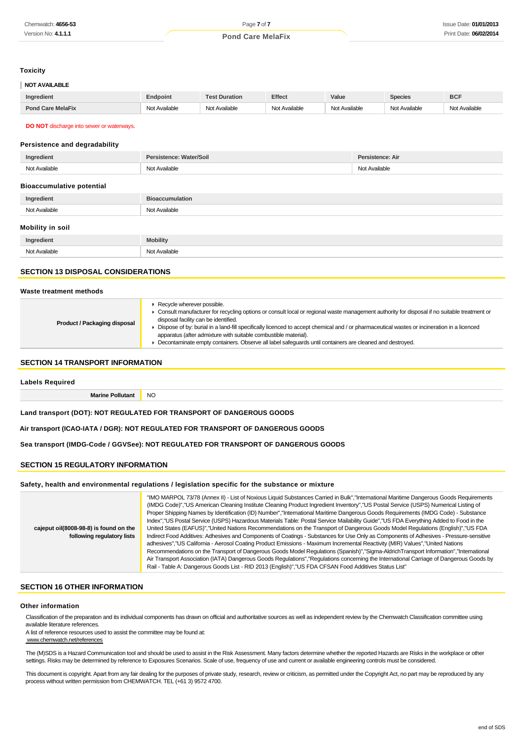### Toxicity

**NOT AVAILABLE**

| Ingredient | Endpoint | Test Duration | Effect | Value | Species | BCF |
| --- | --- | --- | --- | --- | --- | --- |
| Pond Care MelaFix | Not Available | Not Available | Not Available | Not Available | Not Available | Not Available |

**DO NOT** discharge into sewer or waterways.

### Persistence and degradability

| Ingredient | Persistence: Water/Soil | Persistence: Air |
| --- | --- | --- |
| Not Available | Not Available | Not Available |

### Bioaccumulative potential

| Ingredient | Bioaccumulation |
| --- | --- |
| Not Available | Not Available |

### Mobility in soil

| Ingredient | Mobility |
| --- | --- |
| Not Available | Not Available |

## SECTION 13 DISPOSAL CONSIDERATIONS

### Waste treatment methods

| | |
| --- | --- |
| Product / Packaging disposal | ▸ Recycle wherever possible.<br>▸ Consult manufacturer for recycling options or consult local or regional waste management authority for disposal if no suitable treatment or disposal facility can be identified.<br>▸ Dispose of by: burial in a land-fill specifically licenced to accept chemical and / or pharmaceutical wastes or incineration in a licenced apparatus (after admixture with suitable combustible material).<br>▸ Decontaminate empty containers. Observe all label safeguards until containers are cleaned and destroyed. |

## SECTION 14 TRANSPORT INFORMATION

### Labels Required

| | |
| --- | --- |
| Marine Pollutant | NO |

**Land transport (DOT): NOT REGULATED FOR TRANSPORT OF DANGEROUS GOODS**

**Air transport (ICAO-IATA / DGR): NOT REGULATED FOR TRANSPORT OF DANGEROUS GOODS**

**Sea transport (IMDG-Code / GGVSee): NOT REGULATED FOR TRANSPORT OF DANGEROUS GOODS**

## SECTION 15 REGULATORY INFORMATION

### Safety, health and environmental regulations / legislation specific for the substance or mixture

| | |
| --- | --- |
| cajeput oil(8008-98-8) is found on the following regulatory lists | "IMO MARPOL 73/78 (Annex II) - List of Noxious Liquid Substances Carried in Bulk","International Maritime Dangerous Goods Requirements (IMDG Code)","US American Cleaning Institute Cleaning Product Ingredient Inventory","US Postal Service (USPS) Numerical Listing of Proper Shipping Names by Identification (ID) Number","International Maritime Dangerous Goods Requirements (IMDG Code) - Substance Index","US Postal Service (USPS) Hazardous Materials Table: Postal Service Mailability Guide","US FDA Everything Added to Food in the United States (EAFUS)","United Nations Recommendations on the Transport of Dangerous Goods Model Regulations (English)","US FDA Indirect Food Additives: Adhesives and Components of Coatings - Substances for Use Only as Components of Adhesives - Pressure-sensitive adhesives","US California - Aerosol Coating Product Emissions - Maximum Incremental Reactivity (MIR) Values","United Nations Recommendations on the Transport of Dangerous Goods Model Regulations (Spanish)","Sigma-AldrichTransport Information","International Air Transport Association (IATA) Dangerous Goods Regulations","Regulations concerning the International Carriage of Dangerous Goods by Rail - Table A: Dangerous Goods List - RID 2013 (English)","US FDA CFSAN Food Additives Status List" |

## SECTION 16 OTHER INFORMATION

### Other information

Classification of the preparation and its individual components has drawn on official and authoritative sources as well as independent review by the Chemwatch Classification committee using available literature references.
A list of reference resources used to assist the committee may be found at:
www.chemwatch.net/references

The (M)SDS is a Hazard Communication tool and should be used to assist in the Risk Assessment. Many factors determine whether the reported Hazards are Risks in the workplace or other settings. Risks may be determined by reference to Exposures Scenarios. Scale of use, frequency of use and current or available engineering controls must be considered.

This document is copyright. Apart from any fair dealing for the purposes of private study, research, review or criticism, as permitted under the Copyright Act, no part may be reproduced by any process without written permission from CHEMWATCH. TEL (+61 3) 9572 4700.

end of SDS